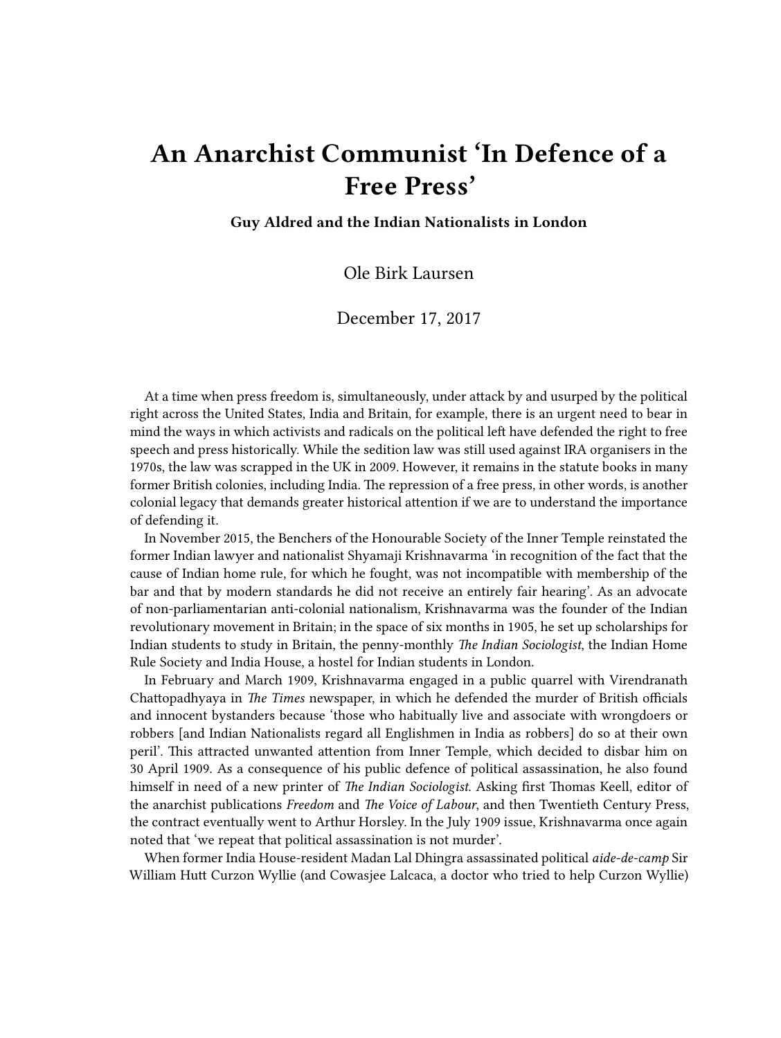# An Anarchist Communist 'In Defence of a Free Press'

**Guy Aldred and the Indian Nationalists in London**

Ole Birk Laursen

December 17, 2017

At a time when press freedom is, simultaneously, under attack by and usurped by the political right across the United States, India and Britain, for example, there is an urgent need to bear in mind the ways in which activists and radicals on the political left have defended the right to free speech and press historically. While the sedition law was still used against IRA organisers in the 1970s, the law was scrapped in the UK in 2009. However, it remains in the statute books in many former British colonies, including India. The repression of a free press, in other words, is another colonial legacy that demands greater historical attention if we are to understand the importance of defending it.

In November 2015, the Benchers of the Honourable Society of the Inner Temple reinstated the former Indian lawyer and nationalist Shyamaji Krishnavarma 'in recognition of the fact that the cause of Indian home rule, for which he fought, was not incompatible with membership of the bar and that by modern standards he did not receive an entirely fair hearing'. As an advocate of non-parliamentarian anti-colonial nationalism, Krishnavarma was the founder of the Indian revolutionary movement in Britain; in the space of six months in 1905, he set up scholarships for Indian students to study in Britain, the penny-monthly *The Indian Sociologist*, the Indian Home Rule Society and India House, a hostel for Indian students in London.

In February and March 1909, Krishnavarma engaged in a public quarrel with Virendranath Chattopadhyaya in *The Times* newspaper, in which he defended the murder of British officials and innocent bystanders because 'those who habitually live and associate with wrongdoers or robbers [and Indian Nationalists regard all Englishmen in India as robbers] do so at their own peril'. This attracted unwanted attention from Inner Temple, which decided to disbar him on 30 April 1909. As a consequence of his public defence of political assassination, he also found himself in need of a new printer of *The Indian Sociologist*. Asking first Thomas Keell, editor of the anarchist publications *Freedom* and *The Voice of Labour*, and then Twentieth Century Press, the contract eventually went to Arthur Horsley. In the July 1909 issue, Krishnavarma once again noted that 'we repeat that political assassination is not murder'.

When former India House-resident Madan Lal Dhingra assassinated political *aide-de-camp* Sir William Hutt Curzon Wyllie (and Cowasjee Lalcaca, a doctor who tried to help Curzon Wyllie)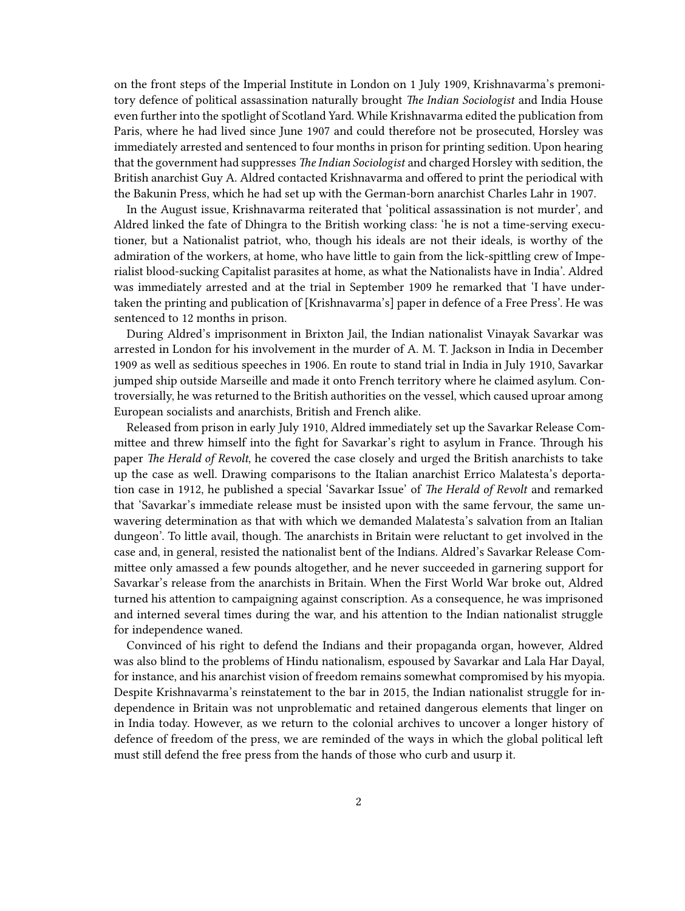on the front steps of the Imperial Institute in London on 1 July 1909, Krishnavarma's premonitory defence of political assassination naturally brought *The Indian Sociologist* and India House even further into the spotlight of Scotland Yard. While Krishnavarma edited the publication from Paris, where he had lived since June 1907 and could therefore not be prosecuted, Horsley was immediately arrested and sentenced to four months in prison for printing sedition. Upon hearing that the government had suppresses *The Indian Sociologist* and charged Horsley with sedition, the British anarchist Guy A. Aldred contacted Krishnavarma and offered to print the periodical with the Bakunin Press, which he had set up with the German-born anarchist Charles Lahr in 1907.

In the August issue, Krishnavarma reiterated that 'political assassination is not murder', and Aldred linked the fate of Dhingra to the British working class: 'he is not a time-serving executioner, but a Nationalist patriot, who, though his ideals are not their ideals, is worthy of the admiration of the workers, at home, who have little to gain from the lick-spittling crew of Imperialist blood-sucking Capitalist parasites at home, as what the Nationalists have in India'. Aldred was immediately arrested and at the trial in September 1909 he remarked that 'I have undertaken the printing and publication of [Krishnavarma's] paper in defence of a Free Press'. He was sentenced to 12 months in prison.

During Aldred's imprisonment in Brixton Jail, the Indian nationalist Vinayak Savarkar was arrested in London for his involvement in the murder of A. M. T. Jackson in India in December 1909 as well as seditious speeches in 1906. En route to stand trial in India in July 1910, Savarkar jumped ship outside Marseille and made it onto French territory where he claimed asylum. Controversially, he was returned to the British authorities on the vessel, which caused uproar among European socialists and anarchists, British and French alike.

Released from prison in early July 1910, Aldred immediately set up the Savarkar Release Committee and threw himself into the fight for Savarkar's right to asylum in France. Through his paper *The Herald of Revolt*, he covered the case closely and urged the British anarchists to take up the case as well. Drawing comparisons to the Italian anarchist Errico Malatesta's deportation case in 1912, he published a special 'Savarkar Issue' of *The Herald of Revolt* and remarked that 'Savarkar's immediate release must be insisted upon with the same fervour, the same unwavering determination as that with which we demanded Malatesta's salvation from an Italian dungeon'. To little avail, though. The anarchists in Britain were reluctant to get involved in the case and, in general, resisted the nationalist bent of the Indians. Aldred's Savarkar Release Committee only amassed a few pounds altogether, and he never succeeded in garnering support for Savarkar's release from the anarchists in Britain. When the First World War broke out, Aldred turned his attention to campaigning against conscription. As a consequence, he was imprisoned and interned several times during the war, and his attention to the Indian nationalist struggle for independence waned.

Convinced of his right to defend the Indians and their propaganda organ, however, Aldred was also blind to the problems of Hindu nationalism, espoused by Savarkar and Lala Har Dayal, for instance, and his anarchist vision of freedom remains somewhat compromised by his myopia. Despite Krishnavarma's reinstatement to the bar in 2015, the Indian nationalist struggle for independence in Britain was not unproblematic and retained dangerous elements that linger on in India today. However, as we return to the colonial archives to uncover a longer history of defence of freedom of the press, we are reminded of the ways in which the global political left must still defend the free press from the hands of those who curb and usurp it.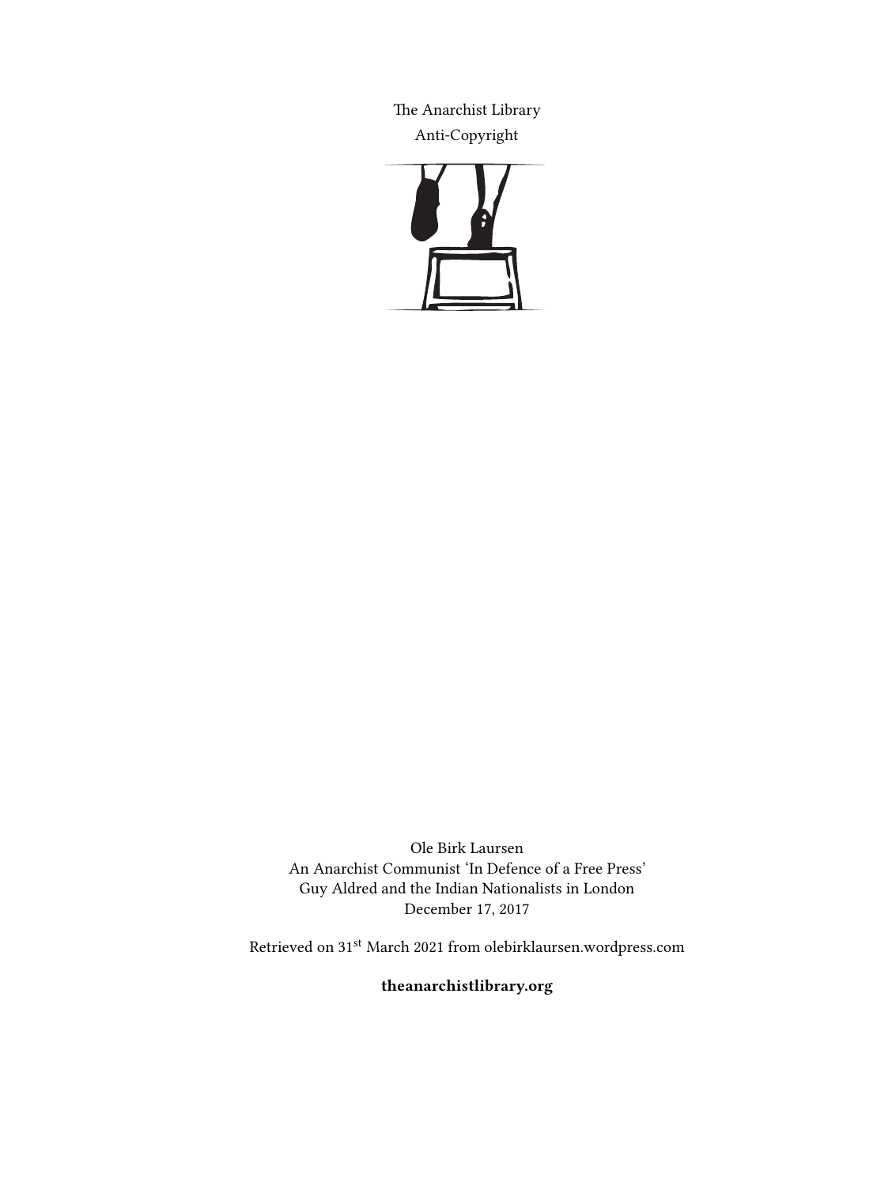The Anarchist Library
Anti-Copyright

Ole Birk Laursen
An Anarchist Communist 'In Defence of a Free Press'
Guy Aldred and the Indian Nationalists in London
December 17, 2017

Retrieved on 31st March 2021 from olebirklaursen.wordpress.com

**theanarchistlibrary.org**